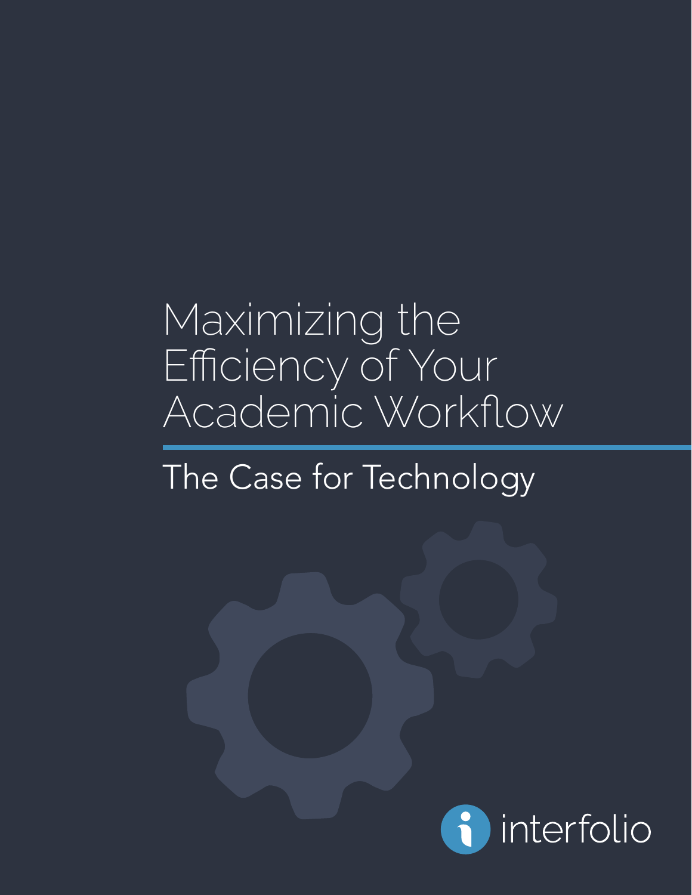# Maximizing the Efficiency of Your Academic Workflow

## The Case for Technology

interfolio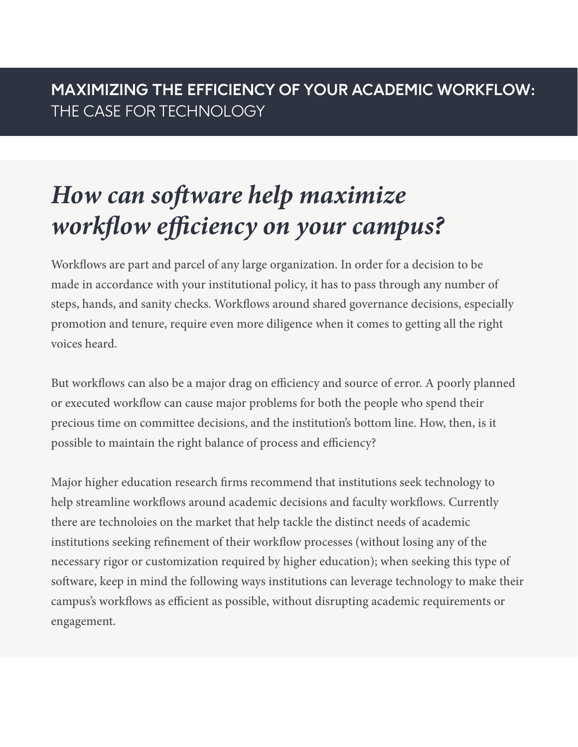# *How can software help maximize workflow efficiency on your campus?*

Workflows are part and parcel of any large organization. In order for a decision to be made in accordance with your institutional policy, it has to pass through any number of steps, hands, and sanity checks. Workflows around shared governance decisions, especially promotion and tenure, require even more diligence when it comes to getting all the right voices heard.

But workflows can also be a major drag on efficiency and source of error. A poorly planned or executed workflow can cause major problems for both the people who spend their precious time on committee decisions, and the institution's bottom line. How, then, is it possible to maintain the right balance of process and efficiency?

Major higher education research firms recommend that institutions seek technology to help streamline workflows around academic decisions and faculty workflows. Currently there are technoloies on the market that help tackle the distinct needs of academic institutions seeking refinement of their workflow processes (without losing any of the necessary rigor or customization required by higher education); when seeking this type of software, keep in mind the following ways institutions can leverage technology to make their campus's workflows as efficient as possible, without disrupting academic requirements or engagement.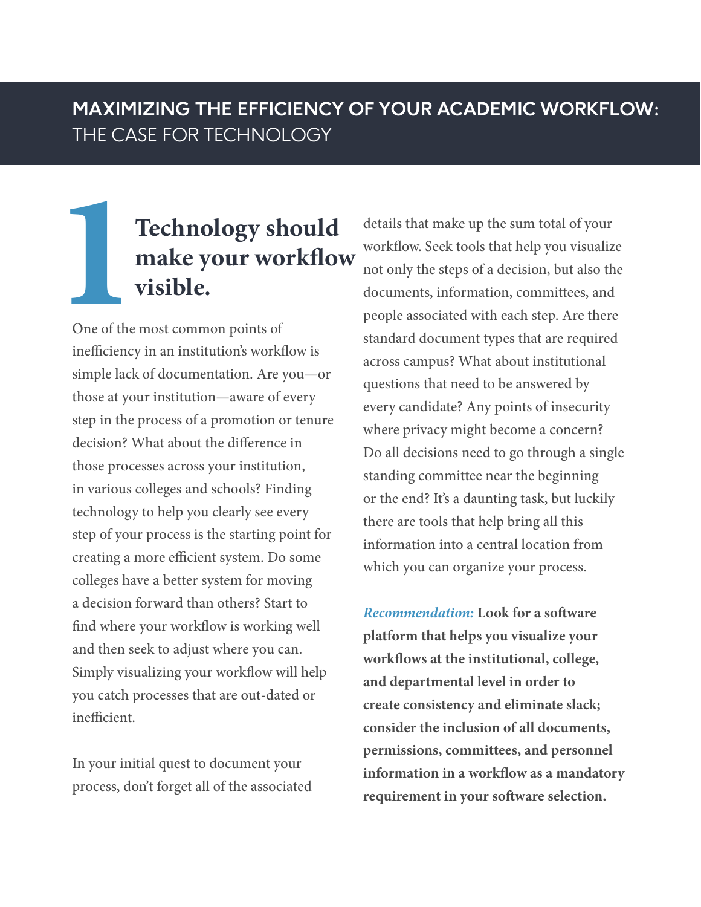# MAXIMIZING THE EFFICIENCY OF YOUR ACADEMIC WORKFLOW: THE CASE FOR TECHNOLOGY

## 1 Technology should make your workflow visible.

One of the most common points of inefficiency in an institution's workflow is simple lack of documentation. Are you—or those at your institution—aware of every step in the process of a promotion or tenure decision? What about the difference in those processes across your institution, in various colleges and schools? Finding technology to help you clearly see every step of your process is the starting point for creating a more efficient system. Do some colleges have a better system for moving a decision forward than others? Start to find where your workflow is working well and then seek to adjust where you can. Simply visualizing your workflow will help you catch processes that are out-dated or inefficient.

In your initial quest to document your process, don't forget all of the associated details that make up the sum total of your workflow. Seek tools that help you visualize not only the steps of a decision, but also the documents, information, committees, and people associated with each step. Are there standard document types that are required across campus? What about institutional questions that need to be answered by every candidate? Any points of insecurity where privacy might become a concern? Do all decisions need to go through a single standing committee near the beginning or the end? It's a daunting task, but luckily there are tools that help bring all this information into a central location from which you can organize your process.

***Recommendation:*** **Look for a software platform that helps you visualize your workflows at the institutional, college, and departmental level in order to create consistency and eliminate slack; consider the inclusion of all documents, permissions, committees, and personnel information in a workflow as a mandatory requirement in your software selection.**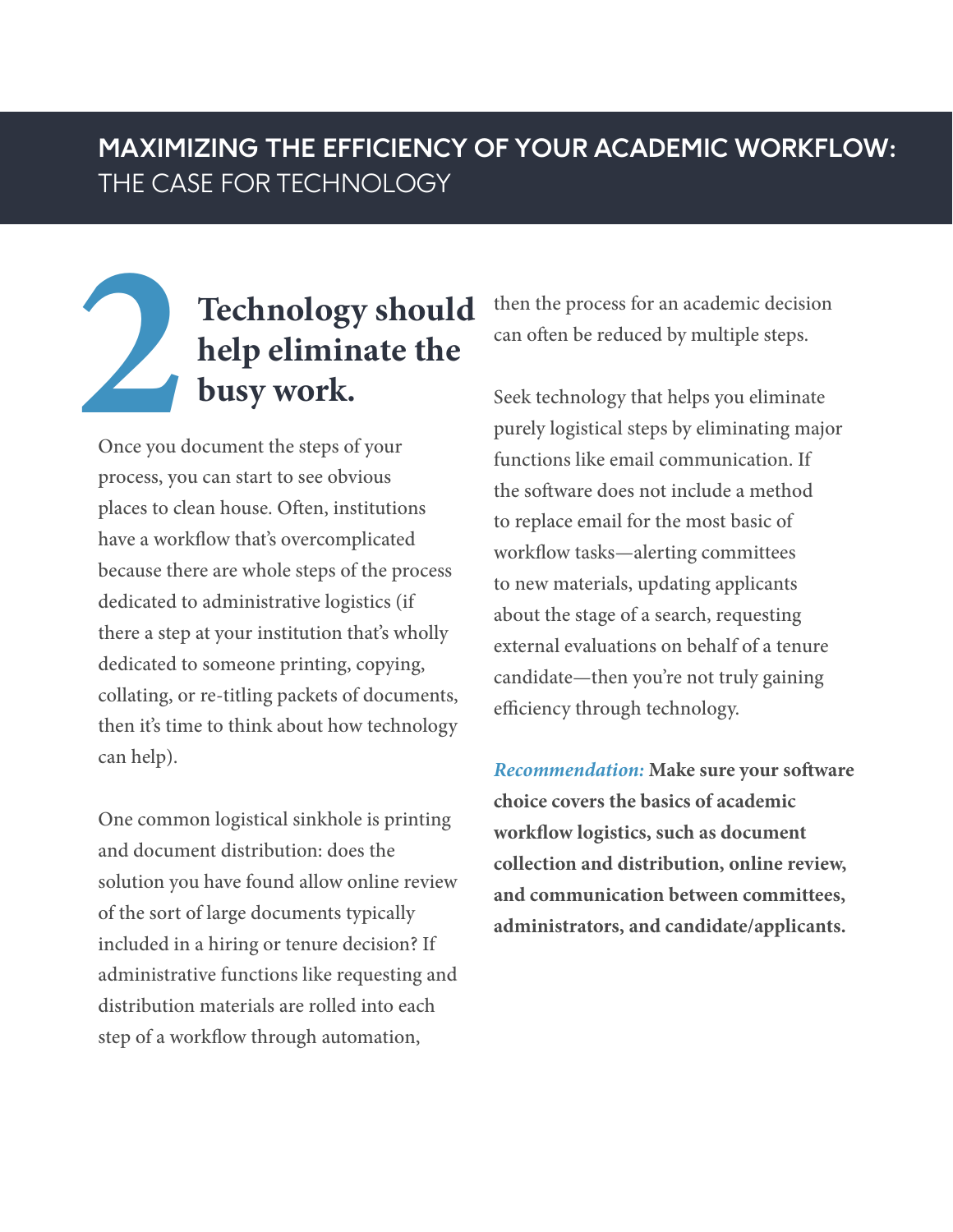# MAXIMIZING THE EFFICIENCY OF YOUR ACADEMIC WORKFLOW: THE CASE FOR TECHNOLOGY

## 2 Technology should help eliminate the busy work.

Once you document the steps of your process, you can start to see obvious places to clean house. Often, institutions have a workflow that's overcomplicated because there are whole steps of the process dedicated to administrative logistics (if there a step at your institution that's wholly dedicated to someone printing, copying, collating, or re-titling packets of documents, then it's time to think about how technology can help).

One common logistical sinkhole is printing and document distribution: does the solution you have found allow online review of the sort of large documents typically included in a hiring or tenure decision? If administrative functions like requesting and distribution materials are rolled into each step of a workflow through automation, then the process for an academic decision can often be reduced by multiple steps.

Seek technology that helps you eliminate purely logistical steps by eliminating major functions like email communication. If the software does not include a method to replace email for the most basic of workflow tasks—alerting committees to new materials, updating applicants about the stage of a search, requesting external evaluations on behalf of a tenure candidate—then you're not truly gaining efficiency through technology.

***Recommendation:*** **Make sure your software choice covers the basics of academic workflow logistics, such as document collection and distribution, online review, and communication between committees, administrators, and candidate/applicants.**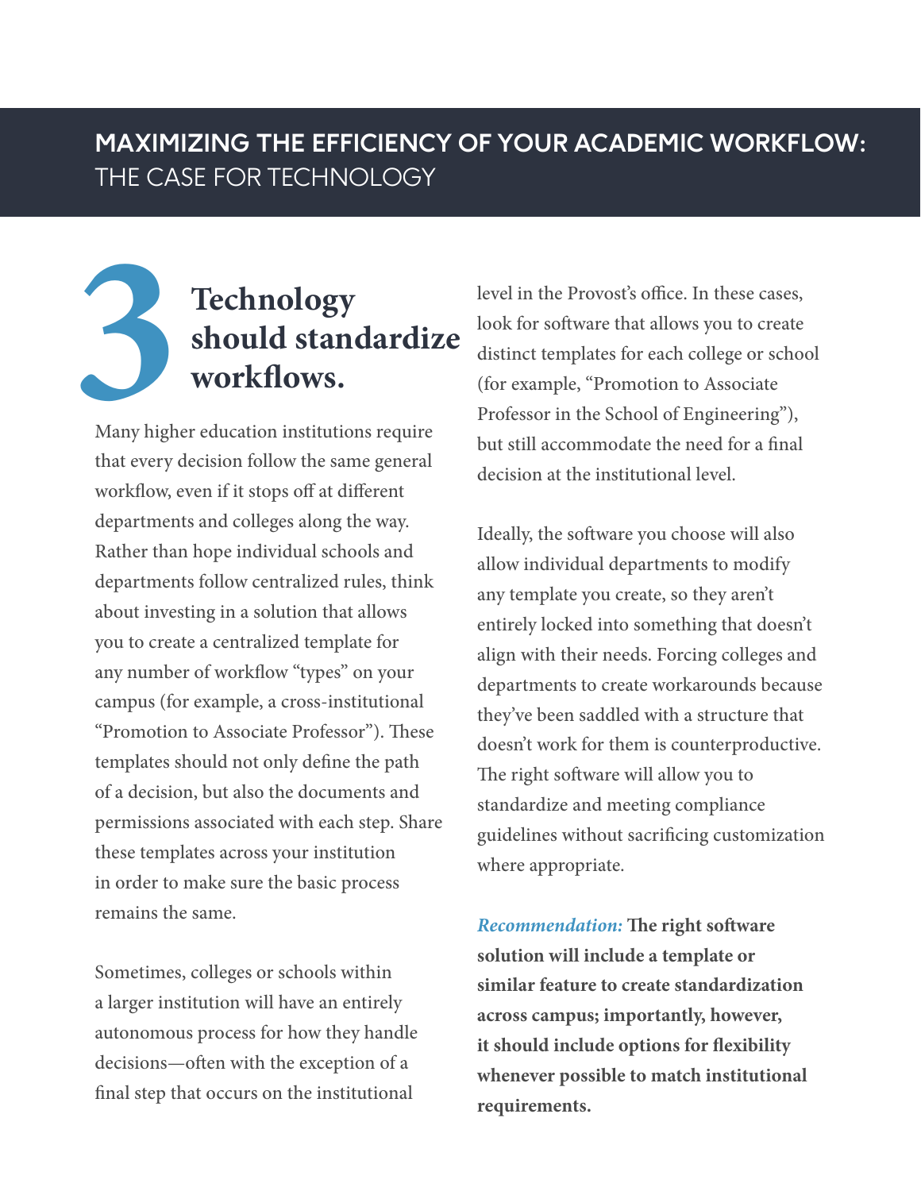# MAXIMIZING THE EFFICIENCY OF YOUR ACADEMIC WORKFLOW: THE CASE FOR TECHNOLOGY

## 3 Technology should standardize workflows.

Many higher education institutions require that every decision follow the same general workflow, even if it stops off at different departments and colleges along the way. Rather than hope individual schools and departments follow centralized rules, think about investing in a solution that allows you to create a centralized template for any number of workflow "types" on your campus (for example, a cross-institutional "Promotion to Associate Professor"). These templates should not only define the path of a decision, but also the documents and permissions associated with each step. Share these templates across your institution in order to make sure the basic process remains the same.

Sometimes, colleges or schools within a larger institution will have an entirely autonomous process for how they handle decisions—often with the exception of a final step that occurs on the institutional level in the Provost's office. In these cases, look for software that allows you to create distinct templates for each college or school (for example, "Promotion to Associate Professor in the School of Engineering"), but still accommodate the need for a final decision at the institutional level.

Ideally, the software you choose will also allow individual departments to modify any template you create, so they aren't entirely locked into something that doesn't align with their needs. Forcing colleges and departments to create workarounds because they've been saddled with a structure that doesn't work for them is counterproductive. The right software will allow you to standardize and meeting compliance guidelines without sacrificing customization where appropriate.

***Recommendation:*** **The right software solution will include a template or similar feature to create standardization across campus; importantly, however, it should include options for flexibility whenever possible to match institutional requirements.**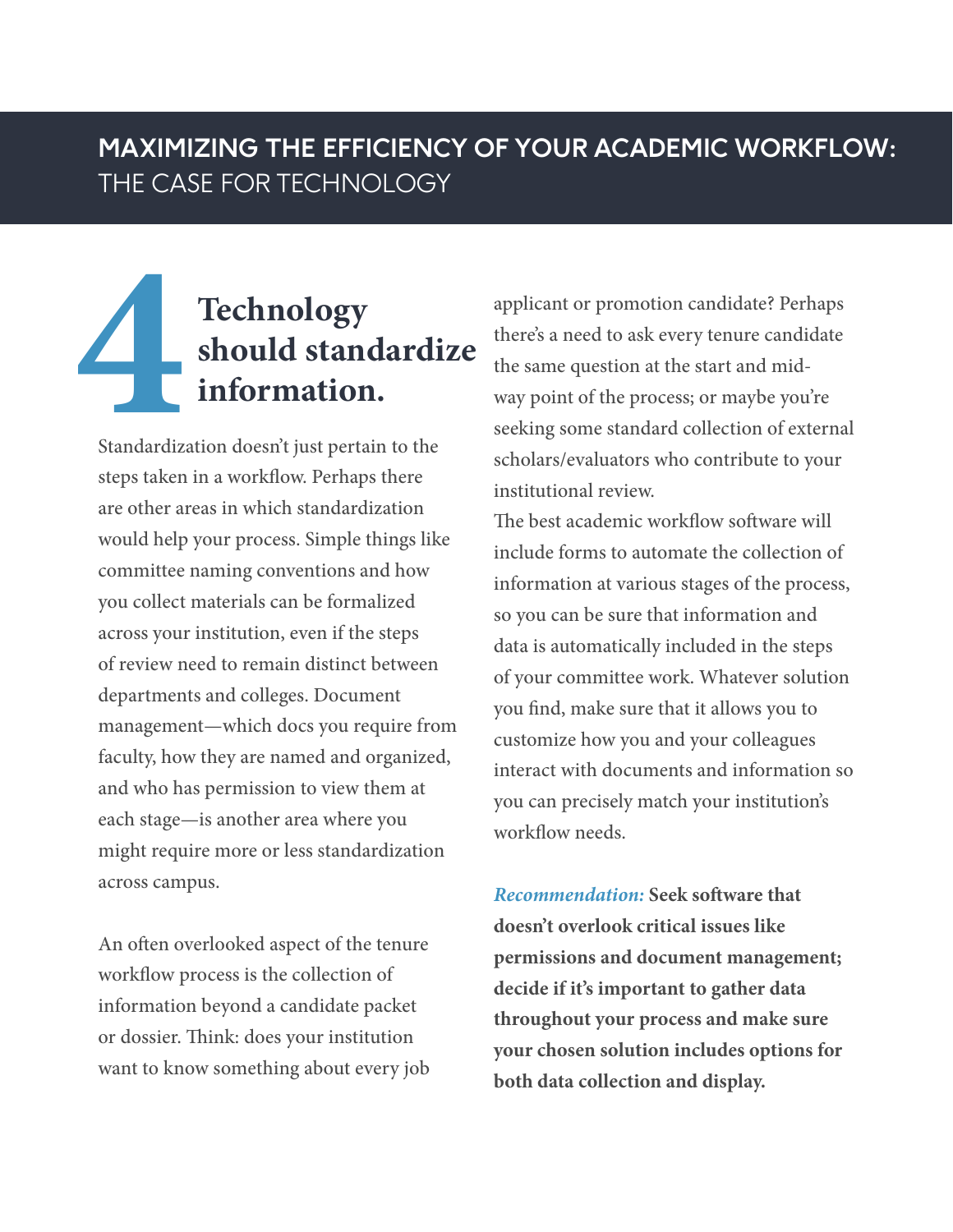# 4 Technology should standardize information.

Standardization doesn't just pertain to the steps taken in a workflow. Perhaps there are other areas in which standardization would help your process. Simple things like committee naming conventions and how you collect materials can be formalized across your institution, even if the steps of review need to remain distinct between departments and colleges. Document management—which docs you require from faculty, how they are named and organized, and who has permission to view them at each stage—is another area where you might require more or less standardization across campus.

An often overlooked aspect of the tenure workflow process is the collection of information beyond a candidate packet or dossier. Think: does your institution want to know something about every job applicant or promotion candidate? Perhaps there's a need to ask every tenure candidate the same question at the start and mid-way point of the process; or maybe you're seeking some standard collection of external scholars/evaluators who contribute to your institutional review.

The best academic workflow software will include forms to automate the collection of information at various stages of the process, so you can be sure that information and data is automatically included in the steps of your committee work. Whatever solution you find, make sure that it allows you to customize how you and your colleagues interact with documents and information so you can precisely match your institution's workflow needs.

***Recommendation:*** **Seek software that doesn't overlook critical issues like permissions and document management; decide if it's important to gather data throughout your process and make sure your chosen solution includes options for both data collection and display.**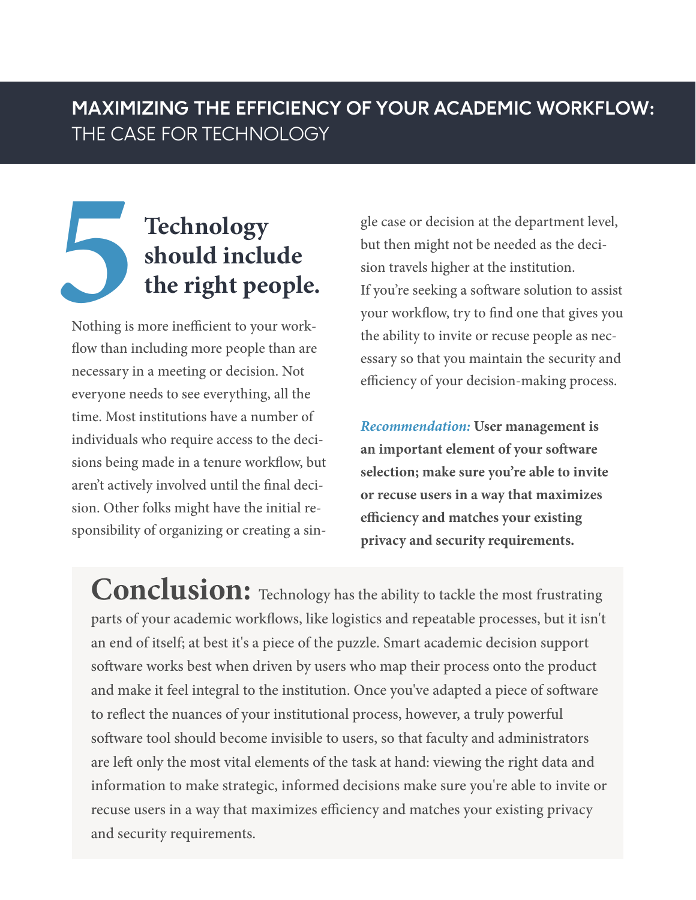# MAXIMIZING THE EFFICIENCY OF YOUR ACADEMIC WORKFLOW: THE CASE FOR TECHNOLOGY

## 5 Technology should include the right people.

Nothing is more inefficient to your workflow than including more people than are necessary in a meeting or decision. Not everyone needs to see everything, all the time. Most institutions have a number of individuals who require access to the decisions being made in a tenure workflow, but aren't actively involved until the final decision. Other folks might have the initial responsibility of organizing or creating a single case or decision at the department level, but then might not be needed as the decision travels higher at the institution.

If you're seeking a software solution to assist your workflow, try to find one that gives you the ability to invite or recuse people as necessary so that you maintain the security and efficiency of your decision-making process.

*Recommendation:* **User management is an important element of your software selection; make sure you're able to invite or recuse users in a way that maximizes efficiency and matches your existing privacy and security requirements.**

**Conclusion:** Technology has the ability to tackle the most frustrating parts of your academic workflows, like logistics and repeatable processes, but it isn't an end of itself; at best it's a piece of the puzzle. Smart academic decision support software works best when driven by users who map their process onto the product and make it feel integral to the institution. Once you've adapted a piece of software to reflect the nuances of your institutional process, however, a truly powerful software tool should become invisible to users, so that faculty and administrators are left only the most vital elements of the task at hand: viewing the right data and information to make strategic, informed decisions make sure you're able to invite or recuse users in a way that maximizes efficiency and matches your existing privacy and security requirements.